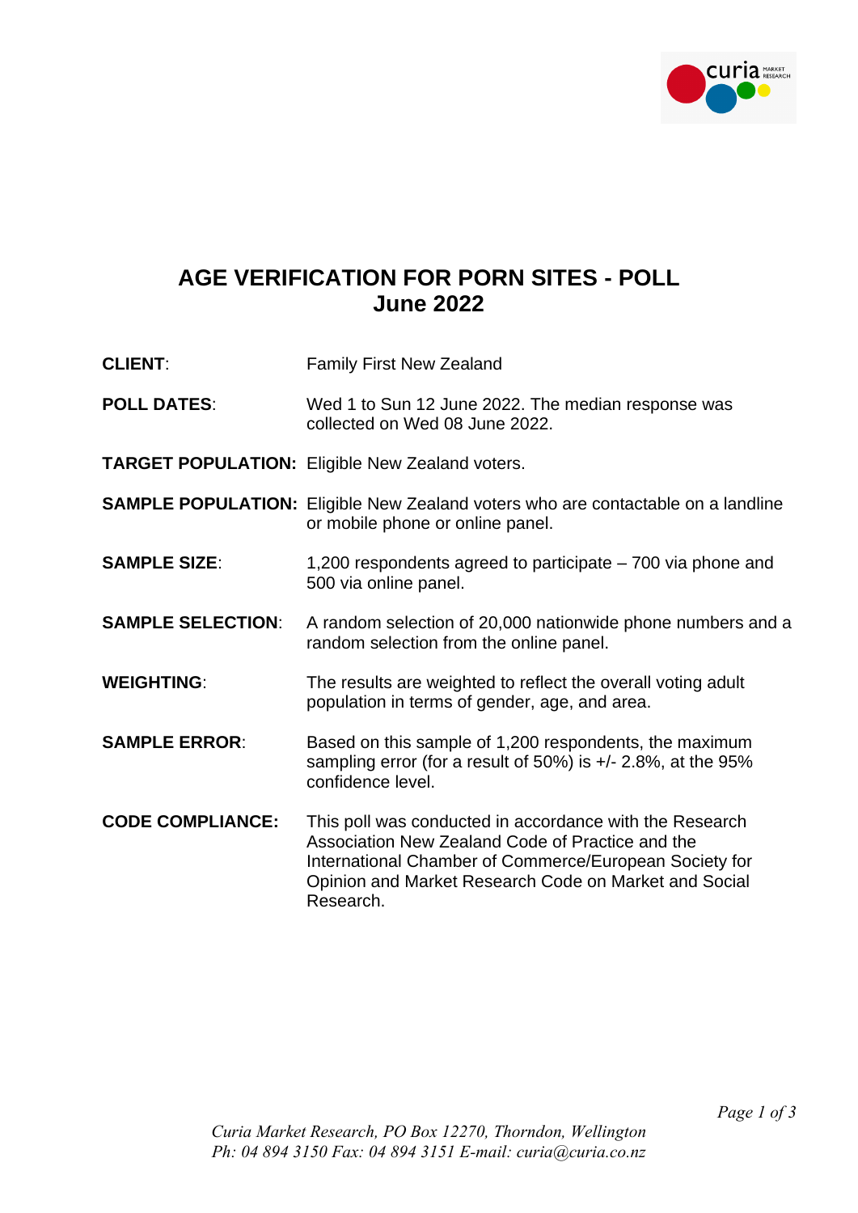# AGE VERIFICATION FOR PORN SITES - POLL
# June 2022

**CLIENT**: Family First New Zealand

**POLL DATES**: Wed 1 to Sun 12 June 2022. The median response was collected on Wed 08 June 2022.

**TARGET POPULATION:** Eligible New Zealand voters.

**SAMPLE POPULATION:** Eligible New Zealand voters who are contactable on a landline or mobile phone or online panel.

**SAMPLE SIZE**: 1,200 respondents agreed to participate – 700 via phone and 500 via online panel.

**SAMPLE SELECTION**: A random selection of 20,000 nationwide phone numbers and a random selection from the online panel.

**WEIGHTING**: The results are weighted to reflect the overall voting adult population in terms of gender, age, and area.

**SAMPLE ERROR**: Based on this sample of 1,200 respondents, the maximum sampling error (for a result of 50%) is +/- 2.8%, at the 95% confidence level.

**CODE COMPLIANCE:** This poll was conducted in accordance with the Research Association New Zealand Code of Practice and the International Chamber of Commerce/European Society for Opinion and Market Research Code on Market and Social Research.

*Curia Market Research, PO Box 12270, Thorndon, Wellington*
*Ph: 04 894 3150 Fax: 04 894 3151 E-mail: curia@curia.co.nz*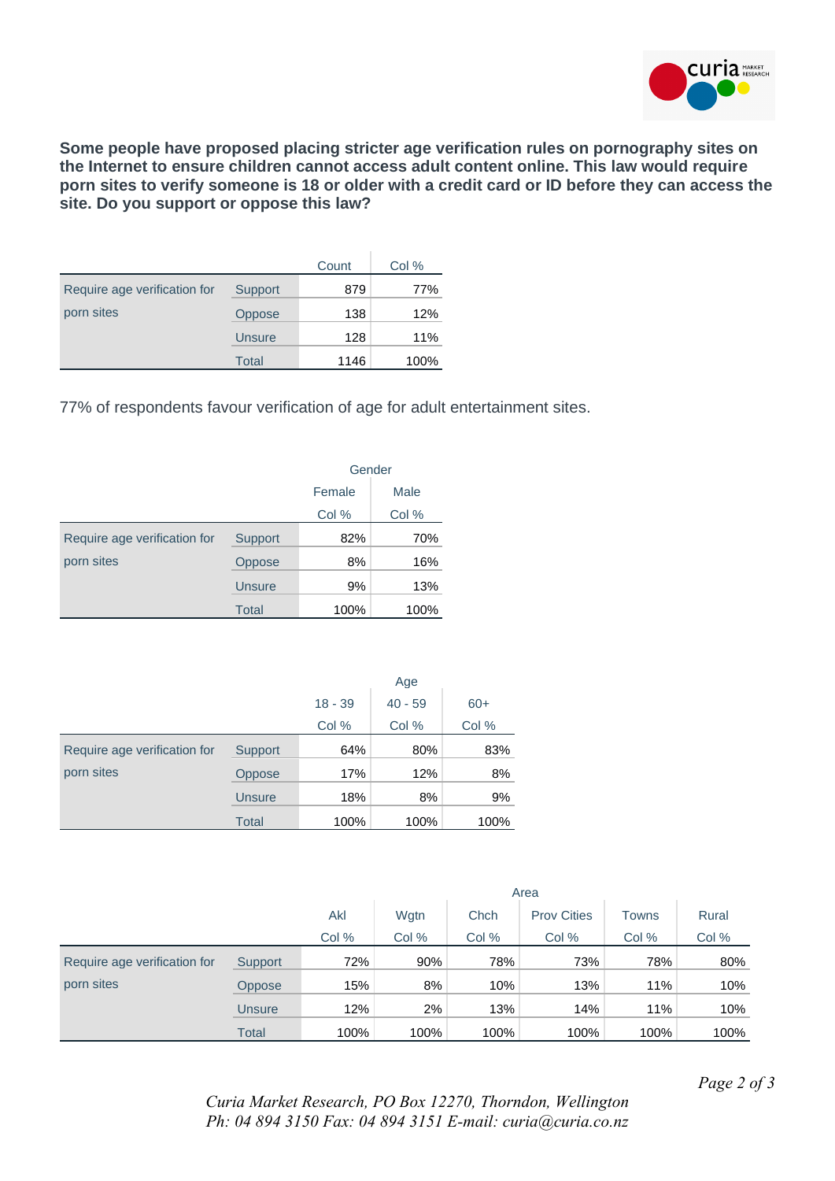**Some people have proposed placing stricter age verification rules on pornography sites on the Internet to ensure children cannot access adult content online. This law would require porn sites to verify someone is 18 or older with a credit card or ID before they can access the site. Do you support or oppose this law?**

| | | Count | Col % |
|---|---|---|---|
| Require age verification for porn sites | Support | 879 | 77% |
| | Oppose | 138 | 12% |
| | Unsure | 128 | 11% |
| | Total | 1146 | 100% |

77% of respondents favour verification of age for adult entertainment sites.

| | | Gender | |
|---|---|---|---|
| | | Female | Male |
| | | Col % | Col % |
| Require age verification for porn sites | Support | 82% | 70% |
| | Oppose | 8% | 16% |
| | Unsure | 9% | 13% |
| | Total | 100% | 100% |

| | | Age | | |
|---|---|---|---|---|
| | | 18 - 39 | 40 - 59 | 60+ |
| | | Col % | Col % | Col % |
| Require age verification for porn sites | Support | 64% | 80% | 83% |
| | Oppose | 17% | 12% | 8% |
| | Unsure | 18% | 8% | 9% |
| | Total | 100% | 100% | 100% |

| | | Area | | | | | |
|---|---|---|---|---|---|---|---|
| | | Akl | Wgtn | Chch | Prov Cities | Towns | Rural |
| | | Col % | Col % | Col % | Col % | Col % | Col % |
| Require age verification for porn sites | Support | 72% | 90% | 78% | 73% | 78% | 80% |
| | Oppose | 15% | 8% | 10% | 13% | 11% | 10% |
| | Unsure | 12% | 2% | 13% | 14% | 11% | 10% |
| | Total | 100% | 100% | 100% | 100% | 100% | 100% |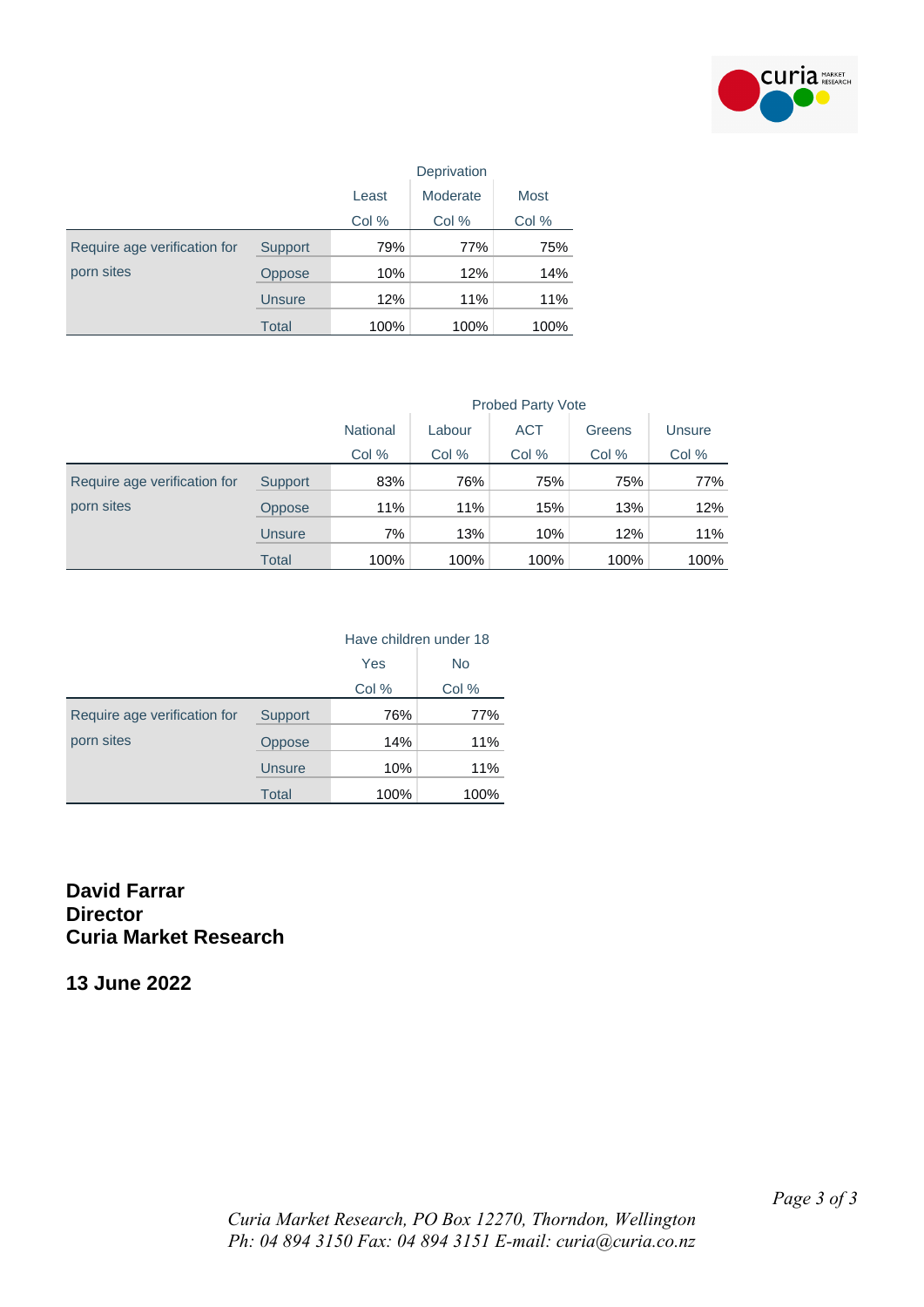| | | Deprivation | | |
|---|---|---|---|---|
| | | Least | Moderate | Most |
| | | Col % | Col % | Col % |
| Require age verification for porn sites | Support | 79% | 77% | 75% |
| | Oppose | 10% | 12% | 14% |
| | Unsure | 12% | 11% | 11% |
| | Total | 100% | 100% | 100% |

| | | Probed Party Vote | | | | |
|---|---|---|---|---|---|---|
| | | National | Labour | ACT | Greens | Unsure |
| | | Col % | Col % | Col % | Col % | Col % |
| Require age verification for porn sites | Support | 83% | 76% | 75% | 75% | 77% |
| | Oppose | 11% | 11% | 15% | 13% | 12% |
| | Unsure | 7% | 13% | 10% | 12% | 11% |
| | Total | 100% | 100% | 100% | 100% | 100% |

| | | Have children under 18 | |
|---|---|---|---|
| | | Yes | No |
| | | Col % | Col % |
| Require age verification for porn sites | Support | 76% | 77% |
| | Oppose | 14% | 11% |
| | Unsure | 10% | 11% |
| | Total | 100% | 100% |

**David Farrar**
**Director**
**Curia Market Research**

**13 June 2022**

*Curia Market Research, PO Box 12270, Thorndon, Wellington*
*Ph: 04 894 3150 Fax: 04 894 3151 E-mail: curia@curia.co.nz*